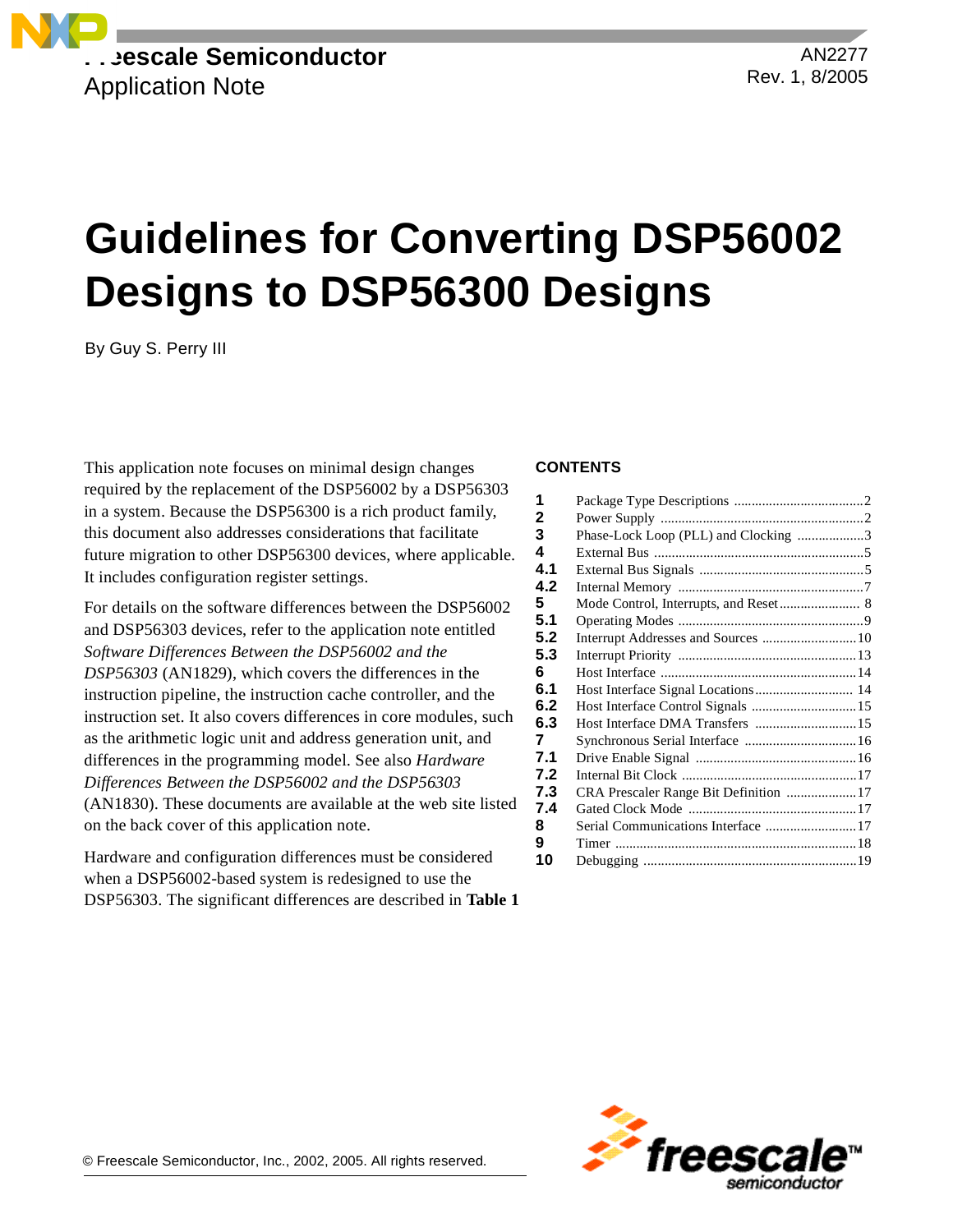Freescale Semiconductor
Application Note

AN2277
Rev. 1, 8/2005

# Guidelines for Converting DSP56002 Designs to DSP56300 Designs

By Guy S. Perry III

This application note focuses on minimal design changes required by the replacement of the DSP56002 by a DSP56303 in a system. Because the DSP56300 is a rich product family, this document also addresses considerations that facilitate future migration to other DSP56300 devices, where applicable. It includes configuration register settings.

For details on the software differences between the DSP56002 and DSP56303 devices, refer to the application note entitled *Software Differences Between the DSP56002 and the DSP56303* (AN1829), which covers the differences in the instruction pipeline, the instruction cache controller, and the instruction set. It also covers differences in core modules, such as the arithmetic logic unit and address generation unit, and differences in the programming model. See also *Hardware Differences Between the DSP56002 and the DSP56303* (AN1830). These documents are available at the web site listed on the back cover of this application note.

Hardware and configuration differences must be considered when a DSP56002-based system is redesigned to use the DSP56303. The significant differences are described in **Table 1**

**CONTENTS**

| | | |
|---|---|---|
| **1** | Package Type Descriptions | 2 |
| **2** | Power Supply | 2 |
| **3** | Phase-Lock Loop (PLL) and Clocking | 3 |
| **4** | External Bus | 5 |
| **4.1** | External Bus Signals | 5 |
| **4.2** | Internal Memory | 7 |
| **5** | Mode Control, Interrupts, and Reset | 8 |
| **5.1** | Operating Modes | 9 |
| **5.2** | Interrupt Addresses and Sources | 10 |
| **5.3** | Interrupt Priority | 13 |
| **6** | Host Interface | 14 |
| **6.1** | Host Interface Signal Locations | 14 |
| **6.2** | Host Interface Control Signals | 15 |
| **6.3** | Host Interface DMA Transfers | 15 |
| **7** | Synchronous Serial Interface | 16 |
| **7.1** | Drive Enable Signal | 16 |
| **7.2** | Internal Bit Clock | 17 |
| **7.3** | CRA Prescaler Range Bit Definition | 17 |
| **7.4** | Gated Clock Mode | 17 |
| **8** | Serial Communications Interface | 17 |
| **9** | Timer | 18 |
| **10** | Debugging | 19 |

© Freescale Semiconductor, Inc., 2002, 2005. All rights reserved.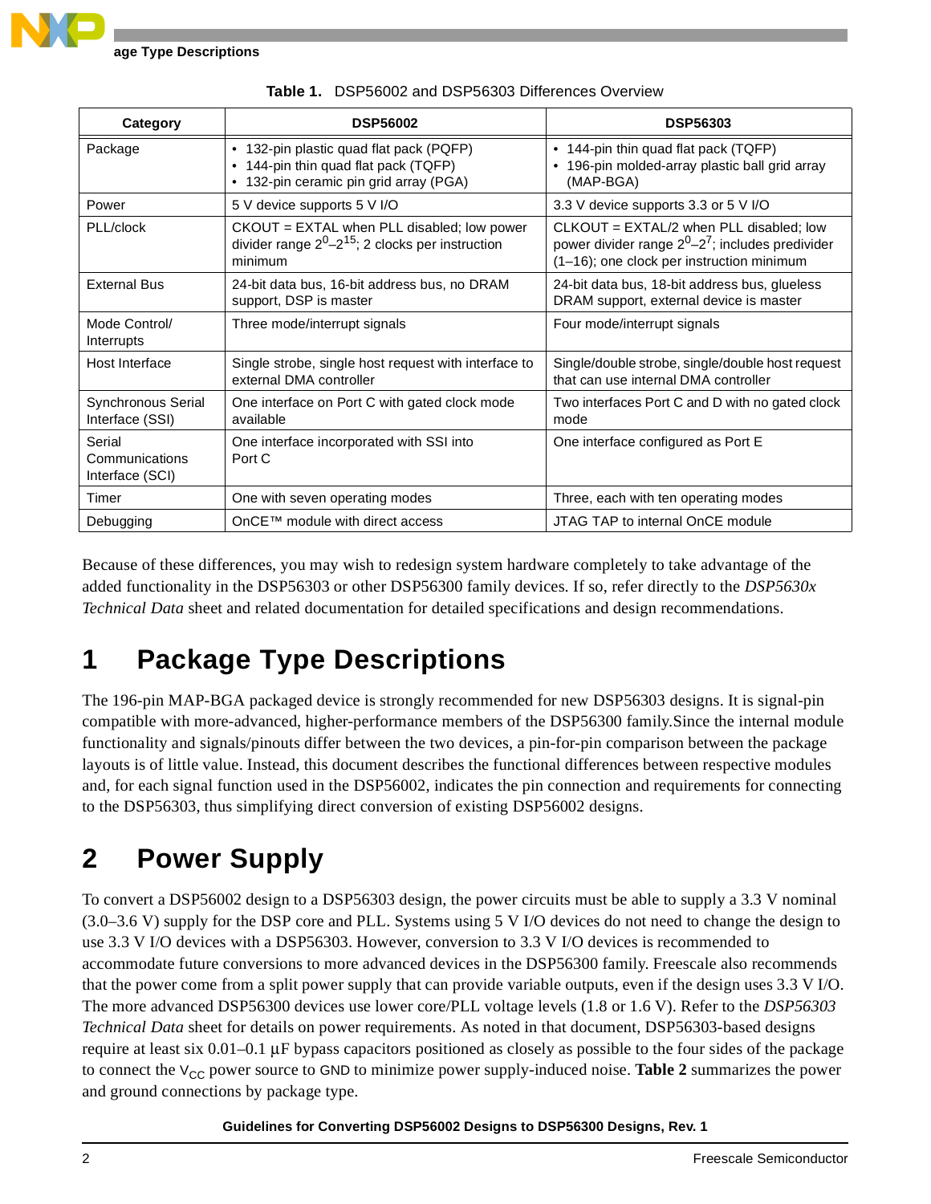**Table 1.** DSP56002 and DSP56303 Differences Overview

| Category | DSP56002 | DSP56303 |
|---|---|---|
| Package | • 132-pin plastic quad flat pack (PQFP)<br>• 144-pin thin quad flat pack (TQFP)<br>• 132-pin ceramic pin grid array (PGA) | • 144-pin thin quad flat pack (TQFP)<br>• 196-pin molded-array plastic ball grid array (MAP-BGA) |
| Power | 5 V device supports 5 V I/O | 3.3 V device supports 3.3 or 5 V I/O |
| PLL/clock | CKOUT = EXTAL when PLL disabled; low power divider range $2^0$–$2^{15}$; 2 clocks per instruction minimum | CLKOUT = EXTAL/2 when PLL disabled; low power divider range $2^0$–$2^7$; includes predivider (1–16); one clock per instruction minimum |
| External Bus | 24-bit data bus, 16-bit address bus, no DRAM support, DSP is master | 24-bit data bus, 18-bit address bus, glueless DRAM support, external device is master |
| Mode Control/ Interrupts | Three mode/interrupt signals | Four mode/interrupt signals |
| Host Interface | Single strobe, single host request with interface to external DMA controller | Single/double strobe, single/double host request that can use internal DMA controller |
| Synchronous Serial Interface (SSI) | One interface on Port C with gated clock mode available | Two interfaces Port C and D with no gated clock mode |
| Serial Communications Interface (SCI) | One interface incorporated with SSI into Port C | One interface configured as Port E |
| Timer | One with seven operating modes | Three, each with ten operating modes |
| Debugging | OnCE™ module with direct access | JTAG TAP to internal OnCE module |

Because of these differences, you may wish to redesign system hardware completely to take advantage of the added functionality in the DSP56303 or other DSP56300 family devices. If so, refer directly to the *DSP5630x Technical Data* sheet and related documentation for detailed specifications and design recommendations.

# 1 Package Type Descriptions

The 196-pin MAP-BGA packaged device is strongly recommended for new DSP56303 designs. It is signal-pin compatible with more-advanced, higher-performance members of the DSP56300 family.Since the internal module functionality and signals/pinouts differ between the two devices, a pin-for-pin comparison between the package layouts is of little value. Instead, this document describes the functional differences between respective modules and, for each signal function used in the DSP56002, indicates the pin connection and requirements for connecting to the DSP56303, thus simplifying direct conversion of existing DSP56002 designs.

# 2 Power Supply

To convert a DSP56002 design to a DSP56303 design, the power circuits must be able to supply a 3.3 V nominal (3.0–3.6 V) supply for the DSP core and PLL. Systems using 5 V I/O devices do not need to change the design to use 3.3 V I/O devices with a DSP56303. However, conversion to 3.3 V I/O devices is recommended to accommodate future conversions to more advanced devices in the DSP56300 family. Freescale also recommends that the power come from a split power supply that can provide variable outputs, even if the design uses 3.3 V I/O. The more advanced DSP56300 devices use lower core/PLL voltage levels (1.8 or 1.6 V). Refer to the *DSP56303 Technical Data* sheet for details on power requirements. As noted in that document, DSP56303-based designs require at least six 0.01–0.1 µF bypass capacitors positioned as closely as possible to the four sides of the package to connect the $V_{CC}$ power source to GND to minimize power supply-induced noise. **Table 2** summarizes the power and ground connections by package type.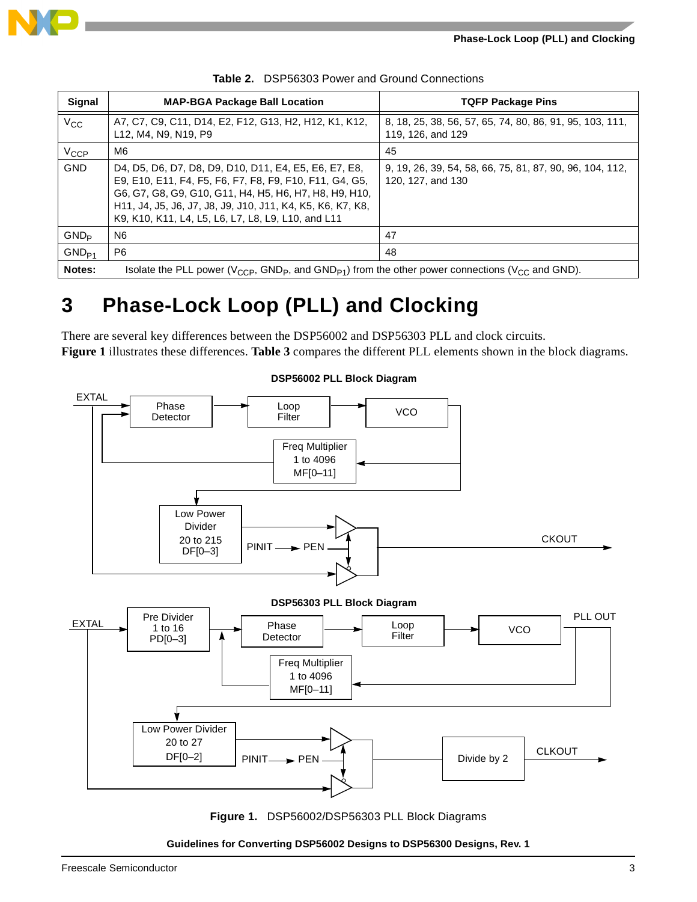**Table 2.** DSP56303 Power and Ground Connections

| Signal | MAP-BGA Package Ball Location | TQFP Package Pins |
|---|---|---|
| $V_{CC}$ | A7, C7, C9, C11, D14, E2, F12, G13, H2, H12, K1, K12, L12, M4, N9, N19, P9 | 8, 18, 25, 38, 56, 57, 65, 74, 80, 86, 91, 95, 103, 111, 119, 126, and 129 |
| $V_{CCP}$ | M6 | 45 |
| GND | D4, D5, D6, D7, D8, D9, D10, D11, E4, E5, E6, E7, E8, E9, E10, E11, F4, F5, F6, F7, F8, F9, F10, F11, G4, G5, G6, G7, G8, G9, G10, G11, H4, H5, H6, H7, H8, H9, H10, H11, J4, J5, J6, J7, J8, J9, J10, J11, K4, K5, K6, K7, K8, K9, K10, K11, L4, L5, L6, L7, L8, L9, L10, and L11 | 9, 19, 26, 39, 54, 58, 66, 75, 81, 87, 90, 96, 104, 112, 120, 127, and 130 |
| $GND_P$ | N6 | 47 |
| $GND_{P1}$ | P6 | 48 |
| **Notes:** | Isolate the PLL power ($V_{CCP}$, $GND_P$, and $GND_{P1}$) from the other power connections ($V_{CC}$ and GND). | |

# 3 Phase-Lock Loop (PLL) and Clocking

There are several key differences between the DSP56002 and DSP56303 PLL and clock circuits. **Figure 1** illustrates these differences. **Table 3** compares the different PLL elements shown in the block diagrams.

**DSP56002 PLL Block Diagram**

EXTAL, Phase Detector, Loop Filter, VCO, Freq Multiplier 1 to 4096 MF[0–11], Low Power Divider 20 to 215 DF[0–3], PINIT → PEN, CKOUT

**DSP56303 PLL Block Diagram**

EXTAL, Pre Divider 1 to 16 PD[0–3], Phase Detector, Loop Filter, VCO, PLL OUT, Freq Multiplier 1 to 4096 MF[0–11], Low Power Divider 20 to 27 DF[0–2], PINIT → PEN, Divide by 2, CLKOUT

**Figure 1.** DSP56002/DSP56303 PLL Block Diagrams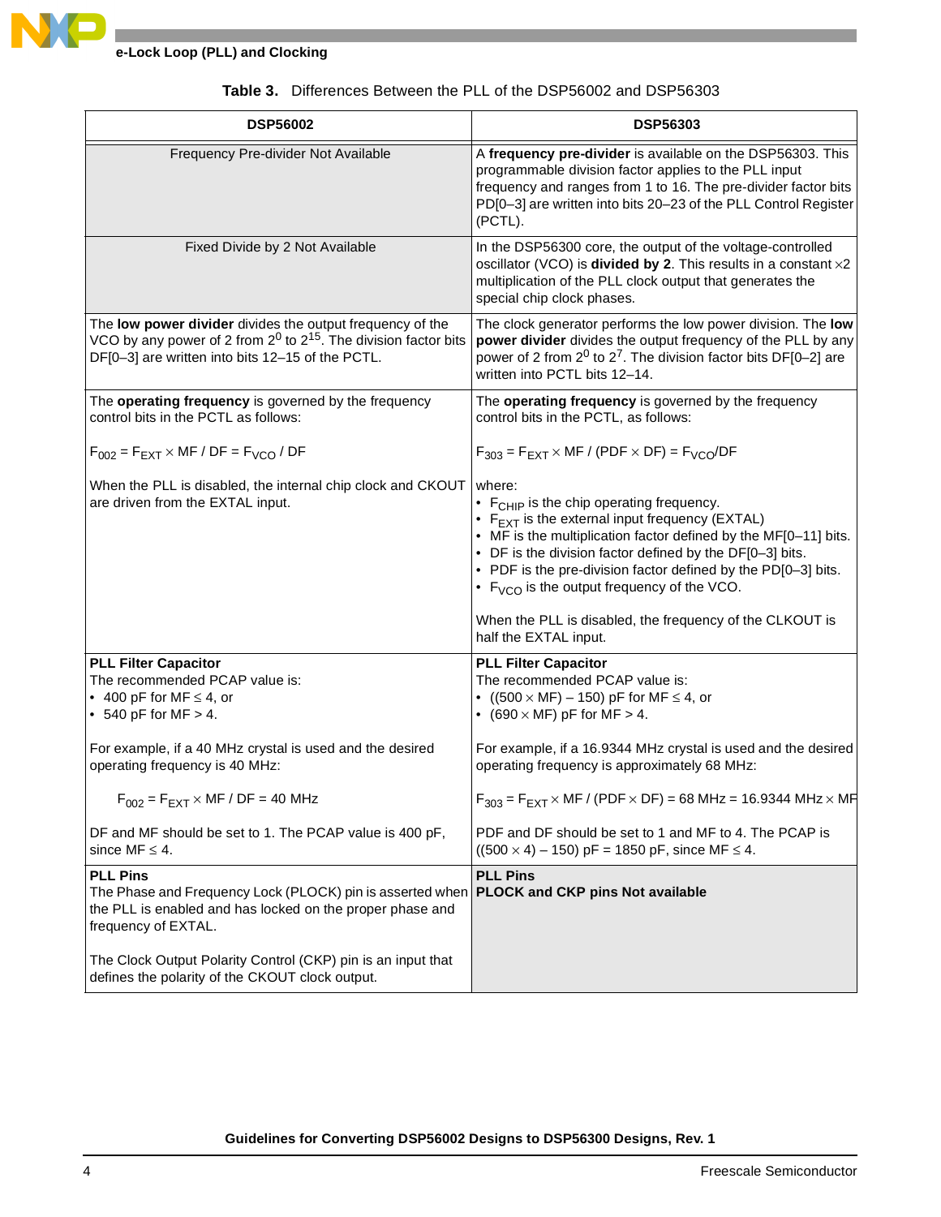**Table 3.** Differences Between the PLL of the DSP56002 and DSP56303

| DSP56002 | DSP56303 |
|---|---|
| Frequency Pre-divider Not Available | A **frequency pre-divider** is available on the DSP56303. This programmable division factor applies to the PLL input frequency and ranges from 1 to 16. The pre-divider factor bits PD[0–3] are written into bits 20–23 of the PLL Control Register (PCTL). |
| Fixed Divide by 2 Not Available | In the DSP56300 core, the output of the voltage-controlled oscillator (VCO) is **divided by 2**. This results in a constant ×2 multiplication of the PLL clock output that generates the special chip clock phases. |
| The **low power divider** divides the output frequency of the VCO by any power of 2 from $2^0$ to $2^{15}$. The division factor bits DF[0–3] are written into bits 12–15 of the PCTL. | The clock generator performs the low power division. The **low power divider** divides the output frequency of the PLL by any power of 2 from $2^0$ to $2^7$. The division factor bits DF[0–2] are written into PCTL bits 12–14. |
| The **operating frequency** is governed by the frequency control bits in the PCTL as follows:<br><br>$F_{002} = F_{EXT} \times MF / DF = F_{VCO} / DF$<br><br>When the PLL is disabled, the internal chip clock and CKOUT are driven from the EXTAL input. | The **operating frequency** is governed by the frequency control bits in the PCTL, as follows:<br><br>$F_{303} = F_{EXT} \times MF / (PDF \times DF) = F_{VCO}/DF$<br><br>where:<br>• $F_{CHIP}$ is the chip operating frequency.<br>• $F_{EXT}$ is the external input frequency (EXTAL)<br>• MF is the multiplication factor defined by the MF[0–11] bits.<br>• DF is the division factor defined by the DF[0–3] bits.<br>• PDF is the pre-division factor defined by the PD[0–3] bits.<br>• $F_{VCO}$ is the output frequency of the VCO.<br><br>When the PLL is disabled, the frequency of the CLKOUT is half the EXTAL input. |
| **PLL Filter Capacitor**<br>The recommended PCAP value is:<br>• 400 pF for MF ≤ 4, or<br>• 540 pF for MF > 4.<br><br>For example, if a 40 MHz crystal is used and the desired operating frequency is 40 MHz:<br><br>$F_{002} = F_{EXT} \times MF / DF = 40$ MHz<br><br>DF and MF should be set to 1. The PCAP value is 400 pF, since MF ≤ 4. | **PLL Filter Capacitor**<br>The recommended PCAP value is:<br>• ((500 × MF) – 150) pF for MF ≤ 4, or<br>• (690 × MF) pF for MF > 4.<br><br>For example, if a 16.9344 MHz crystal is used and the desired operating frequency is approximately 68 MHz:<br><br>$F_{303} = F_{EXT} \times MF / (PDF \times DF) = 68 \text{ MHz} = 16.9344 \text{ MHz} \times MF$<br><br>PDF and DF should be set to 1 and MF to 4. The PCAP is ((500 × 4) – 150) pF = 1850 pF, since MF ≤ 4. |
| **PLL Pins**<br>The Phase and Frequency Lock (PLOCK) pin is asserted when the PLL is enabled and has locked on the proper phase and frequency of EXTAL.<br><br>The Clock Output Polarity Control (CKP) pin is an input that defines the polarity of the CKOUT clock output. | **PLL Pins**<br>**PLOCK and CKP pins Not available** |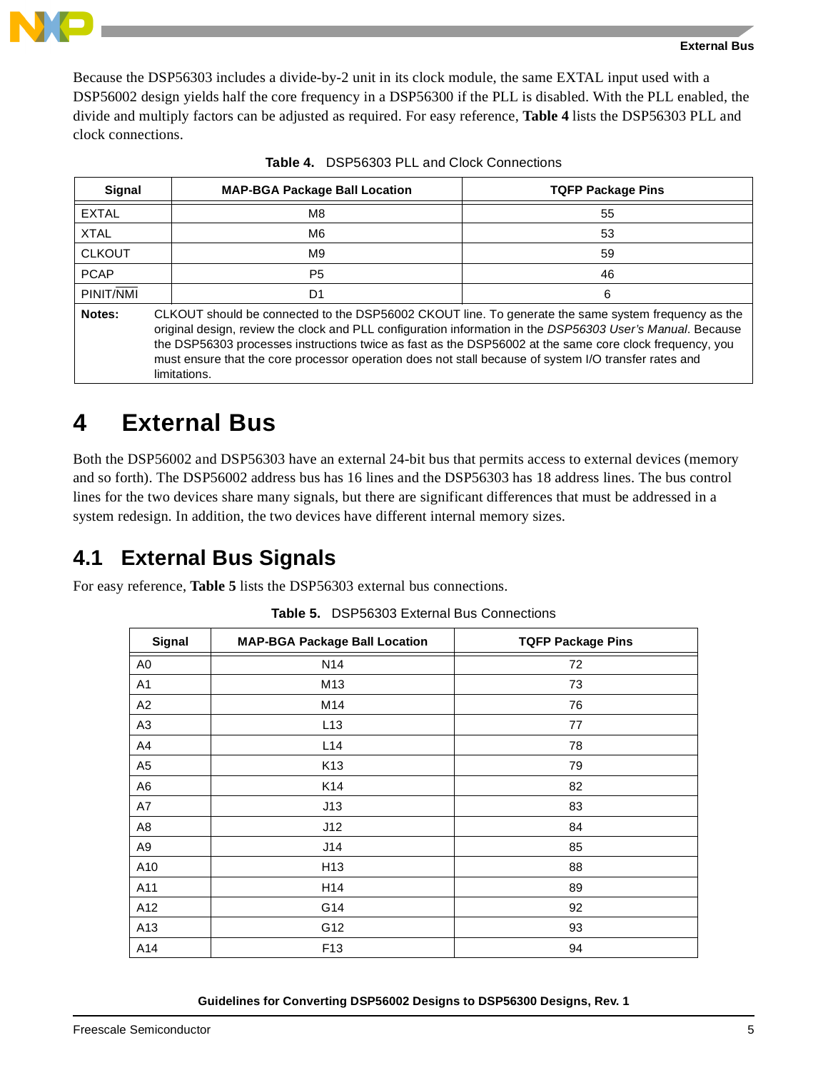Because the DSP56303 includes a divide-by-2 unit in its clock module, the same EXTAL input used with a DSP56002 design yields half the core frequency in a DSP56300 if the PLL is disabled. With the PLL enabled, the divide and multiply factors can be adjusted as required. For easy reference, **Table 4** lists the DSP56303 PLL and clock connections.

**Table 4.** DSP56303 PLL and Clock Connections

| Signal | MAP-BGA Package Ball Location | TQFP Package Pins |
|---|---|---|
| EXTAL | M8 | 55 |
| XTAL | M6 | 53 |
| CLKOUT | M9 | 59 |
| PCAP | P5 | 46 |
| PINIT/$\overline{\text{NMI}}$ | D1 | 6 |
| **Notes:** | CLKOUT should be connected to the DSP56002 CKOUT line. To generate the same system frequency as the original design, review the clock and PLL configuration information in the *DSP56303 User's Manual*. Because the DSP56303 processes instructions twice as fast as the DSP56002 at the same core clock frequency, you must ensure that the core processor operation does not stall because of system I/O transfer rates and limitations. | |

# 4 External Bus

Both the DSP56002 and DSP56303 have an external 24-bit bus that permits access to external devices (memory and so forth). The DSP56002 address bus has 16 lines and the DSP56303 has 18 address lines. The bus control lines for the two devices share many signals, but there are significant differences that must be addressed in a system redesign. In addition, the two devices have different internal memory sizes.

## 4.1 External Bus Signals

For easy reference, **Table 5** lists the DSP56303 external bus connections.

**Table 5.** DSP56303 External Bus Connections

| Signal | MAP-BGA Package Ball Location | TQFP Package Pins |
|---|---|---|
| A0 | N14 | 72 |
| A1 | M13 | 73 |
| A2 | M14 | 76 |
| A3 | L13 | 77 |
| A4 | L14 | 78 |
| A5 | K13 | 79 |
| A6 | K14 | 82 |
| A7 | J13 | 83 |
| A8 | J12 | 84 |
| A9 | J14 | 85 |
| A10 | H13 | 88 |
| A11 | H14 | 89 |
| A12 | G14 | 92 |
| A13 | G12 | 93 |
| A14 | F13 | 94 |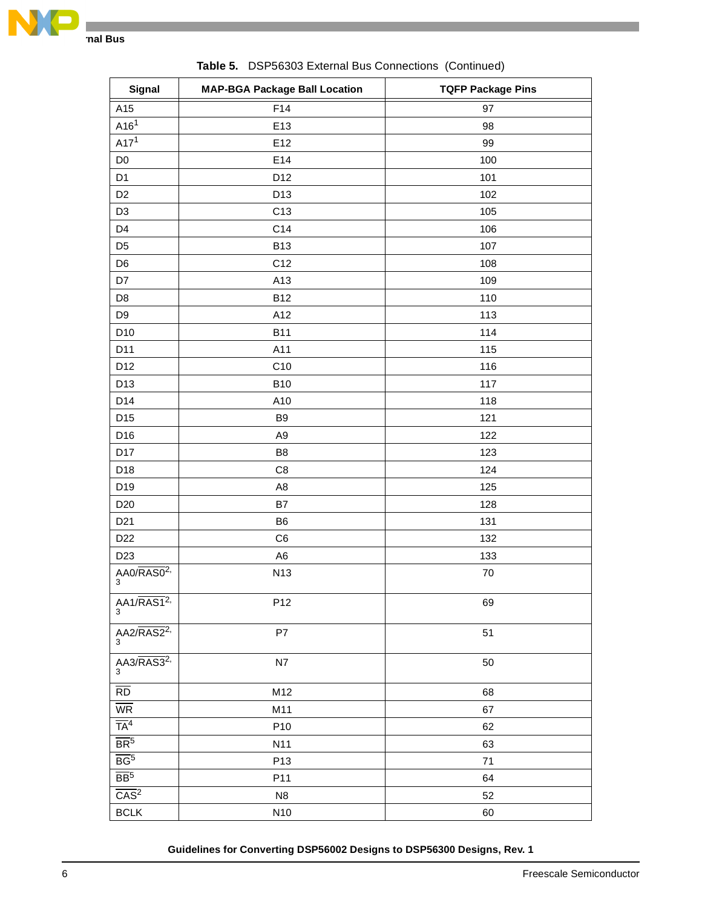**Table 5.** DSP56303 External Bus Connections (Continued)

| Signal | MAP-BGA Package Ball Location | TQFP Package Pins |
|---|---|---|
| A15 | F14 | 97 |
| A16[1] | E13 | 98 |
| A17[1] | E12 | 99 |
| D0 | E14 | 100 |
| D1 | D12 | 101 |
| D2 | D13 | 102 |
| D3 | C13 | 105 |
| D4 | C14 | 106 |
| D5 | B13 | 107 |
| D6 | C12 | 108 |
| D7 | A13 | 109 |
| D8 | B12 | 110 |
| D9 | A12 | 113 |
| D10 | B11 | 114 |
| D11 | A11 | 115 |
| D12 | C10 | 116 |
| D13 | B10 | 117 |
| D14 | A10 | 118 |
| D15 | B9 | 121 |
| D16 | A9 | 122 |
| D17 | B8 | 123 |
| D18 | C8 | 124 |
| D19 | A8 | 125 |
| D20 | B7 | 128 |
| D21 | B6 | 131 |
| D22 | C6 | 132 |
| D23 | A6 | 133 |
| AA0/$\overline{\text{RAS0}}$[2,3] | N13 | 70 |
| AA1/$\overline{\text{RAS1}}$[2,3] | P12 | 69 |
| AA2/$\overline{\text{RAS2}}$[2,3] | P7 | 51 |
| AA3/$\overline{\text{RAS3}}$[2,3] | N7 | 50 |
| $\overline{\text{RD}}$ | M12 | 68 |
| $\overline{\text{WR}}$ | M11 | 67 |
| $\overline{\text{TA}}$[4] | P10 | 62 |
| $\overline{\text{BR}}$[5] | N11 | 63 |
| $\overline{\text{BG}}$[5] | P13 | 71 |
| $\overline{\text{BB}}$[5] | P11 | 64 |
| $\overline{\text{CAS}}$[2] | N8 | 52 |
| BCLK | N10 | 60 |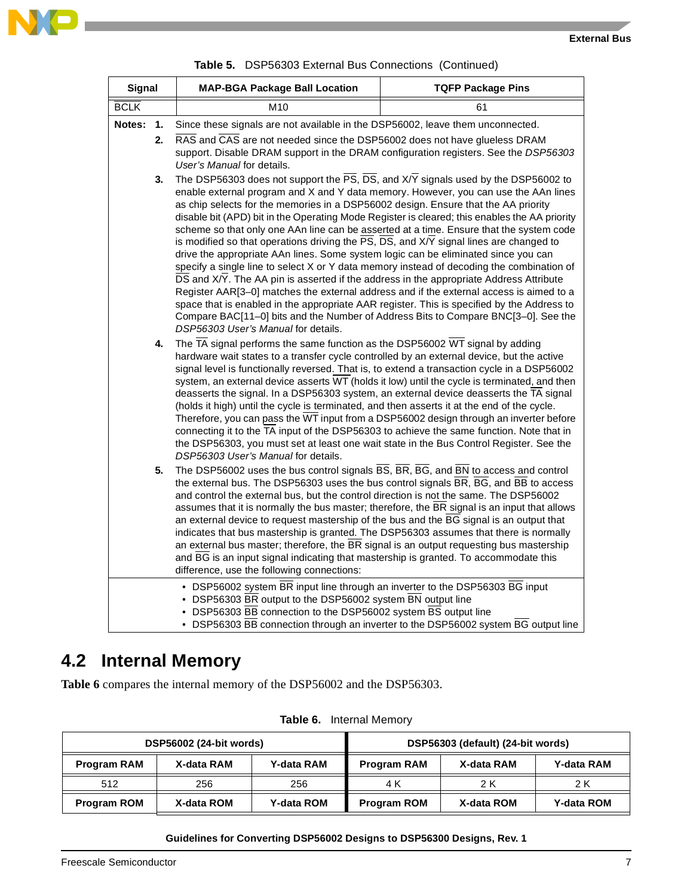**Table 5.** DSP56303 External Bus Connections (Continued)

| Signal | MAP-BGA Package Ball Location | TQFP Package Pins |
|---|---|---|
| BCLK | M10 | 61 |

**Notes:**

1. Since these signals are not available in the DSP56002, leave them unconnected.
2. RAS and CAS are not needed since the DSP56002 does not have glueless DRAM support. Disable DRAM support in the DRAM configuration registers. See the *DSP56303 User's Manual* for details.
3. The DSP56303 does not support the PS, DS, and X/Y signals used by the DSP56002 to enable external program and X and Y data memory. However, you can use the AAn lines as chip selects for the memories in a DSP56002 design. Ensure that the AA priority disable bit (APD) bit in the Operating Mode Register is cleared; this enables the AA priority scheme so that only one AAn line can be asserted at a time. Ensure that the system code is modified so that operations driving the PS, DS, and X/Y signal lines are changed to drive the appropriate AAn lines. Some system logic can be eliminated since you can specify a single line to select X or Y data memory instead of decoding the combination of DS and X/Y. The AA pin is asserted if the address in the appropriate Address Attribute Register AAR[3–0] matches the external address and if the external access is aimed to a space that is enabled in the appropriate AAR register. This is specified by the Address to Compare BAC[11–0] bits and the Number of Address Bits to Compare BNC[3–0]. See the *DSP56303 User's Manual* for details.
4. The TA signal performs the same function as the DSP56002 WT signal by adding hardware wait states to a transfer cycle controlled by an external device, but the active signal level is functionally reversed. That is, to extend a transaction cycle in a DSP56002 system, an external device asserts WT (holds it low) until the cycle is terminated, and then deasserts the signal. In a DSP56303 system, an external device deasserts the TA signal (holds it high) until the cycle is terminated, and then asserts it at the end of the cycle. Therefore, you can pass the WT input from a DSP56002 design through an inverter before connecting it to the TA input of the DSP56303 to achieve the same function. Note that in the DSP56303, you must set at least one wait state in the Bus Control Register. See the *DSP56303 User's Manual* for details.
5. The DSP56002 uses the bus control signals BS, BR, BG, and BN to access and control the external bus. The DSP56303 uses the bus control signals BR, BG, and BB to access and control the external bus, but the control direction is not the same. The DSP56002 assumes that it is normally the bus master; therefore, the BR signal is an input that allows an external device to request mastership of the bus and the BG signal is an output that indicates that bus mastership is granted. The DSP56303 assumes that there is normally an external bus master; therefore, the BR signal is an output requesting bus mastership and BG is an input signal indicating that mastership is granted. To accommodate this difference, use the following connections:
   - DSP56002 system BR input line through an inverter to the DSP56303 BG input
   - DSP56303 BR output to the DSP56002 system BN output line
   - DSP56303 BB connection to the DSP56002 system BS output line
   - DSP56303 BB connection through an inverter to the DSP56002 system BG output line

## 4.2 Internal Memory

**Table 6** compares the internal memory of the DSP56002 and the DSP56303.

**Table 6.** Internal Memory

| DSP56002 (24-bit words) | | | DSP56303 (default) (24-bit words) | | |
|---|---|---|---|---|---|
| **Program RAM** | **X-data RAM** | **Y-data RAM** | **Program RAM** | **X-data RAM** | **Y-data RAM** |
| 512 | 256 | 256 | 4 K | 2 K | 2 K |
| **Program ROM** | **X-data ROM** | **Y-data ROM** | **Program ROM** | **X-data ROM** | **Y-data ROM** |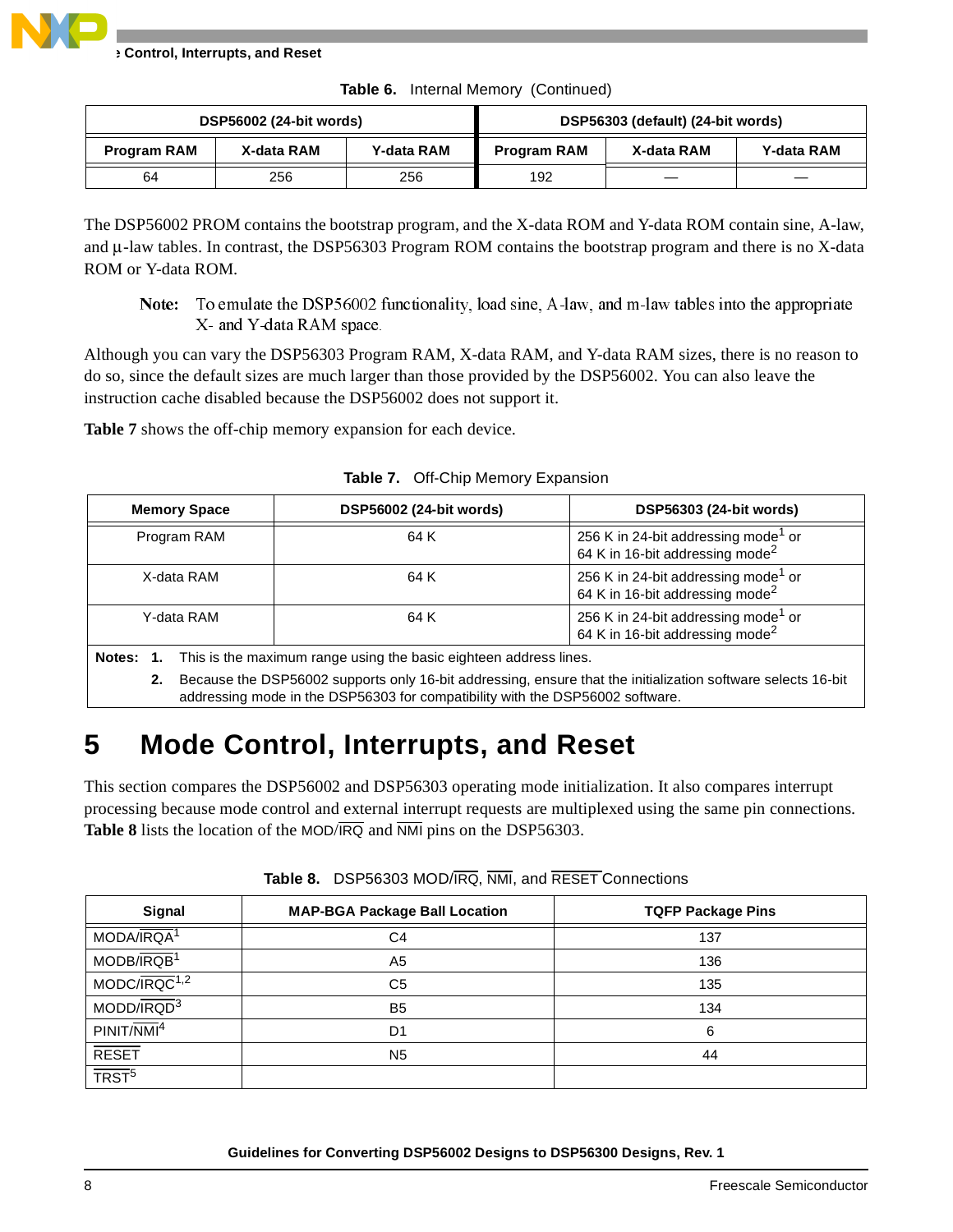**Table 6.** Internal Memory (Continued)

| DSP56002 (24-bit words) | | | DSP56303 (default) (24-bit words) | | |
|---|---|---|---|---|---|
| Program RAM | X-data RAM | Y-data RAM | Program RAM | X-data RAM | Y-data RAM |
| 64 | 256 | 256 | 192 | — | — |

The DSP56002 PROM contains the bootstrap program, and the X-data ROM and Y-data ROM contain sine, A-law, and μ-law tables. In contrast, the DSP56303 Program ROM contains the bootstrap program and there is no X-data ROM or Y-data ROM.

> **Note:** To emulate the DSP56002 functionality, load sine, A-law, and m-law tables into the appropriate X- and Y-data RAM space.

Although you can vary the DSP56303 Program RAM, X-data RAM, and Y-data RAM sizes, there is no reason to do so, since the default sizes are much larger than those provided by the DSP56002. You can also leave the instruction cache disabled because the DSP56002 does not support it.

**Table 7** shows the off-chip memory expansion for each device.

**Table 7.** Off-Chip Memory Expansion

| Memory Space | DSP56002 (24-bit words) | DSP56303 (24-bit words) |
|---|---|---|
| Program RAM | 64 K | 256 K in 24-bit addressing mode[1] or 64 K in 16-bit addressing mode[2] |
| X-data RAM | 64 K | 256 K in 24-bit addressing mode[1] or 64 K in 16-bit addressing mode[2] |
| Y-data RAM | 64 K | 256 K in 24-bit addressing mode[1] or 64 K in 16-bit addressing mode[2] |

**Notes:**
1. This is the maximum range using the basic eighteen address lines.
2. Because the DSP56002 supports only 16-bit addressing, ensure that the initialization software selects 16-bit addressing mode in the DSP56303 for compatibility with the DSP56002 software.

# 5 Mode Control, Interrupts, and Reset

This section compares the DSP56002 and DSP56303 operating mode initialization. It also compares interrupt processing because mode control and external interrupt requests are multiplexed using the same pin connections. **Table 8** lists the location of the MOD/IRQ and NMI pins on the DSP56303.

**Table 8.** DSP56303 MOD/IRQ, NMI, and RESET Connections

| Signal | MAP-BGA Package Ball Location | TQFP Package Pins |
|---|---|---|
| MODA/IRQA[1] | C4 | 137 |
| MODB/IRQB[1] | A5 | 136 |
| MODC/IRQC[1,2] | C5 | 135 |
| MODD/IRQD[3] | B5 | 134 |
| PINIT/NMI[4] | D1 | 6 |
| RESET | N5 | 44 |
| TRST[5] | | |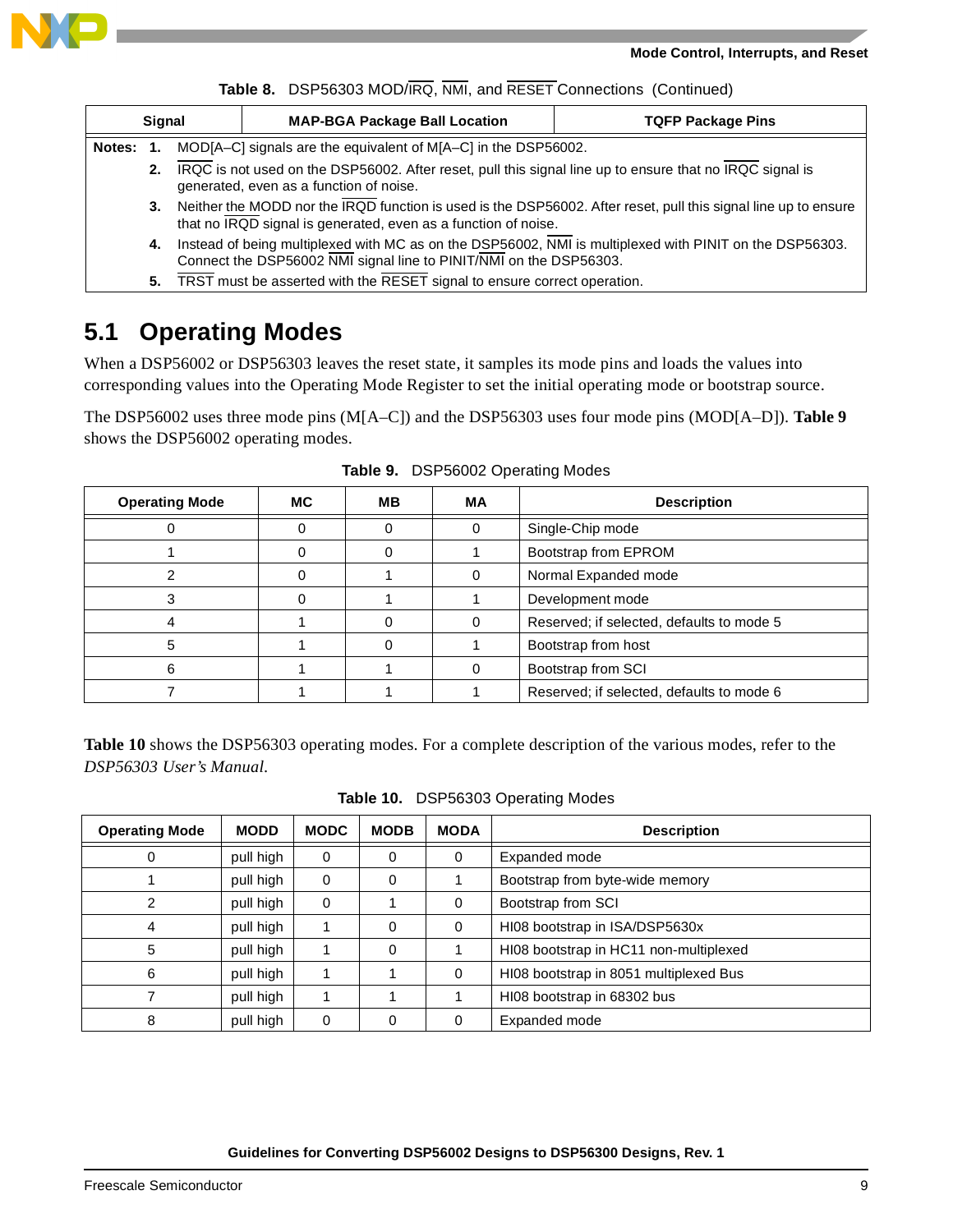**Table 8. DSP56303 MOD/IRQ, NMI, and RESET Connections (Continued)**

| Signal | MAP-BGA Package Ball Location | TQFP Package Pins |
|---|---|---|

**Notes:**
1. MOD[A–C] signals are the equivalent of M[A–C] in the DSP56002.
2. IRQC is not used on the DSP56002. After reset, pull this signal line up to ensure that no IRQC signal is generated, even as a function of noise.
3. Neither the MODD nor the IRQD function is used is the DSP56002. After reset, pull this signal line up to ensure that no IRQD signal is generated, even as a function of noise.
4. Instead of being multiplexed with MC as on the DSP56002, NMI is multiplexed with PINIT on the DSP56303. Connect the DSP56002 NMI signal line to PINIT/NMI on the DSP56303.
5. TRST must be asserted with the RESET signal to ensure correct operation.

## 5.1 Operating Modes

When a DSP56002 or DSP56303 leaves the reset state, it samples its mode pins and loads the values into corresponding values into the Operating Mode Register to set the initial operating mode or bootstrap source.

The DSP56002 uses three mode pins (M[A–C]) and the DSP56303 uses four mode pins (MOD[A–D]). **Table 9** shows the DSP56002 operating modes.

**Table 9. DSP56002 Operating Modes**

| Operating Mode | MC | MB | MA | Description |
|---|---|---|---|---|
| 0 | 0 | 0 | 0 | Single-Chip mode |
| 1 | 0 | 0 | 1 | Bootstrap from EPROM |
| 2 | 0 | 1 | 0 | Normal Expanded mode |
| 3 | 0 | 1 | 1 | Development mode |
| 4 | 1 | 0 | 0 | Reserved; if selected, defaults to mode 5 |
| 5 | 1 | 0 | 1 | Bootstrap from host |
| 6 | 1 | 1 | 0 | Bootstrap from SCI |
| 7 | 1 | 1 | 1 | Reserved; if selected, defaults to mode 6 |

**Table 10** shows the DSP56303 operating modes. For a complete description of the various modes, refer to the *DSP56303 User's Manual*.

**Table 10. DSP56303 Operating Modes**

| Operating Mode | MODD | MODC | MODB | MODA | Description |
|---|---|---|---|---|---|
| 0 | pull high | 0 | 0 | 0 | Expanded mode |
| 1 | pull high | 0 | 0 | 1 | Bootstrap from byte-wide memory |
| 2 | pull high | 0 | 1 | 0 | Bootstrap from SCI |
| 4 | pull high | 1 | 0 | 0 | HI08 bootstrap in ISA/DSP5630x |
| 5 | pull high | 1 | 0 | 1 | HI08 bootstrap in HC11 non-multiplexed |
| 6 | pull high | 1 | 1 | 0 | HI08 bootstrap in 8051 multiplexed Bus |
| 7 | pull high | 1 | 1 | 1 | HI08 bootstrap in 68302 bus |
| 8 | pull high | 0 | 0 | 0 | Expanded mode |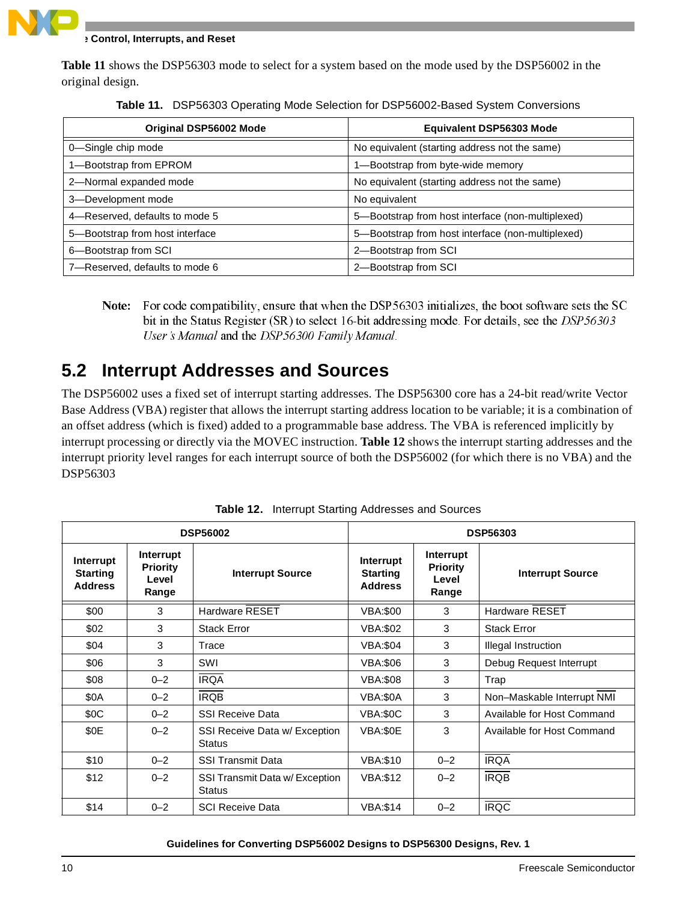**Table 11** shows the DSP56303 mode to select for a system based on the mode used by the DSP56002 in the original design.

**Table 11.** DSP56303 Operating Mode Selection for DSP56002-Based System Conversions

| Original DSP56002 Mode | Equivalent DSP56303 Mode |
|---|---|
| 0—Single chip mode | No equivalent (starting address not the same) |
| 1—Bootstrap from EPROM | 1—Bootstrap from byte-wide memory |
| 2—Normal expanded mode | No equivalent (starting address not the same) |
| 3—Development mode | No equivalent |
| 4—Reserved, defaults to mode 5 | 5—Bootstrap from host interface (non-multiplexed) |
| 5—Bootstrap from host interface | 5—Bootstrap from host interface (non-multiplexed) |
| 6—Bootstrap from SCI | 2—Bootstrap from SCI |
| 7—Reserved, defaults to mode 6 | 2—Bootstrap from SCI |

**Note:** For code compatibility, ensure that when the DSP56303 initializes, the boot software sets the SC bit in the Status Register (SR) to select 16-bit addressing mode. For details, see the *DSP56303 User's Manual* and the *DSP56300 Family Manual*.

## 5.2 Interrupt Addresses and Sources

The DSP56002 uses a fixed set of interrupt starting addresses. The DSP56300 core has a 24-bit read/write Vector Base Address (VBA) register that allows the interrupt starting address location to be variable; it is a combination of an offset address (which is fixed) added to a programmable base address. The VBA is referenced implicitly by interrupt processing or directly via the MOVEC instruction. **Table 12** shows the interrupt starting addresses and the interrupt priority level ranges for each interrupt source of both the DSP56002 (for which there is no VBA) and the DSP56303

**Table 12.** Interrupt Starting Addresses and Sources

| DSP56002 | | | DSP56303 | | |
|---|---|---|---|---|---|
| Interrupt Starting Address | Interrupt Priority Level Range | Interrupt Source | Interrupt Starting Address | Interrupt Priority Level Range | Interrupt Source |
| $00 | 3 | Hardware RESET | VBA:$00 | 3 | Hardware RESET |
| $02 | 3 | Stack Error | VBA:$02 | 3 | Stack Error |
| $04 | 3 | Trace | VBA:$04 | 3 | Illegal Instruction |
| $06 | 3 | SWI | VBA:$06 | 3 | Debug Request Interrupt |
| $08 | 0–2 | IRQA | VBA:$08 | 3 | Trap |
| $0A | 0–2 | IRQB | VBA:$0A | 3 | Non–Maskable Interrupt NMI |
| $0C | 0–2 | SSI Receive Data | VBA:$0C | 3 | Available for Host Command |
| $0E | 0–2 | SSI Receive Data w/ Exception Status | VBA:$0E | 3 | Available for Host Command |
| $10 | 0–2 | SSI Transmit Data | VBA:$10 | 0–2 | IRQA |
| $12 | 0–2 | SSI Transmit Data w/ Exception Status | VBA:$12 | 0–2 | IRQB |
| $14 | 0–2 | SCI Receive Data | VBA:$14 | 0–2 | IRQC |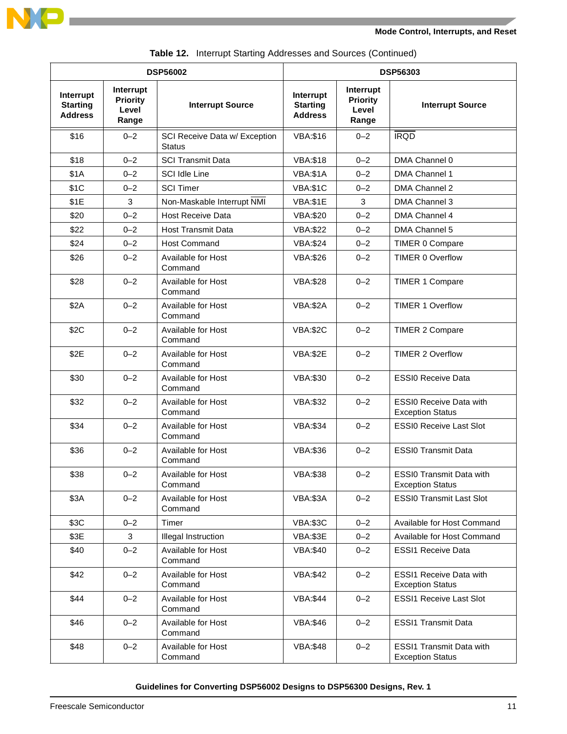**Table 12.** Interrupt Starting Addresses and Sources (Continued)

| DSP56002 | | | DSP56303 | | |
|---|---|---|---|---|---|
| Interrupt Starting Address | Interrupt Priority Level Range | Interrupt Source | Interrupt Starting Address | Interrupt Priority Level Range | Interrupt Source |
| $16 | 0–2 | SCI Receive Data w/ Exception Status | VBA:$16 | 0–2 | $\overline{\text{IRQD}}$ |
| $18 | 0–2 | SCI Transmit Data | VBA:$18 | 0–2 | DMA Channel 0 |
| $1A | 0–2 | SCI Idle Line | VBA:$1A | 0–2 | DMA Channel 1 |
| $1C | 0–2 | SCI Timer | VBA:$1C | 0–2 | DMA Channel 2 |
| $1E | 3 | Non-Maskable Interrupt $\overline{\text{NMI}}$ | VBA:$1E | 3 | DMA Channel 3 |
| $20 | 0–2 | Host Receive Data | VBA:$20 | 0–2 | DMA Channel 4 |
| $22 | 0–2 | Host Transmit Data | VBA:$22 | 0–2 | DMA Channel 5 |
| $24 | 0–2 | Host Command | VBA:$24 | 0–2 | TIMER 0 Compare |
| $26 | 0–2 | Available for Host Command | VBA:$26 | 0–2 | TIMER 0 Overflow |
| $28 | 0–2 | Available for Host Command | VBA:$28 | 0–2 | TIMER 1 Compare |
| $2A | 0–2 | Available for Host Command | VBA:$2A | 0–2 | TIMER 1 Overflow |
| $2C | 0–2 | Available for Host Command | VBA:$2C | 0–2 | TIMER 2 Compare |
| $2E | 0–2 | Available for Host Command | VBA:$2E | 0–2 | TIMER 2 Overflow |
| $30 | 0–2 | Available for Host Command | VBA:$30 | 0–2 | ESSI0 Receive Data |
| $32 | 0–2 | Available for Host Command | VBA:$32 | 0–2 | ESSI0 Receive Data with Exception Status |
| $34 | 0–2 | Available for Host Command | VBA:$34 | 0–2 | ESSI0 Receive Last Slot |
| $36 | 0–2 | Available for Host Command | VBA:$36 | 0–2 | ESSI0 Transmit Data |
| $38 | 0–2 | Available for Host Command | VBA:$38 | 0–2 | ESSI0 Transmit Data with Exception Status |
| $3A | 0–2 | Available for Host Command | VBA:$3A | 0–2 | ESSI0 Transmit Last Slot |
| $3C | 0–2 | Timer | VBA:$3C | 0–2 | Available for Host Command |
| $3E | 3 | Illegal Instruction | VBA:$3E | 0–2 | Available for Host Command |
| $40 | 0–2 | Available for Host Command | VBA:$40 | 0–2 | ESSI1 Receive Data |
| $42 | 0–2 | Available for Host Command | VBA:$42 | 0–2 | ESSI1 Receive Data with Exception Status |
| $44 | 0–2 | Available for Host Command | VBA:$44 | 0–2 | ESSI1 Receive Last Slot |
| $46 | 0–2 | Available for Host Command | VBA:$46 | 0–2 | ESSI1 Transmit Data |
| $48 | 0–2 | Available for Host Command | VBA:$48 | 0–2 | ESSI1 Transmit Data with Exception Status |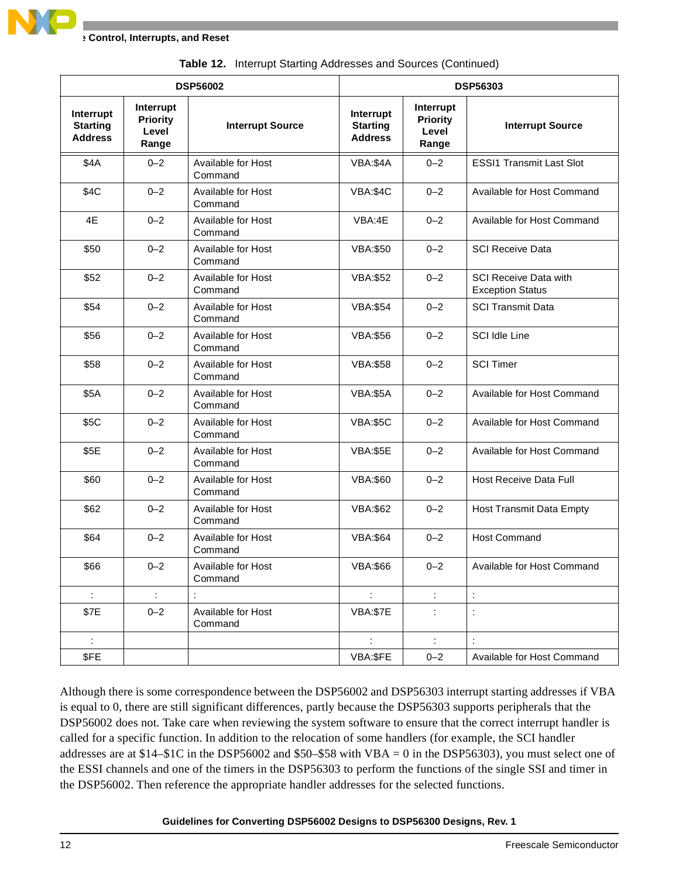**Table 12.** Interrupt Starting Addresses and Sources (Continued)

| DSP56002 | | | DSP56303 | | |
|---|---|---|---|---|---|
| **Interrupt Starting Address** | **Interrupt Priority Level Range** | **Interrupt Source** | **Interrupt Starting Address** | **Interrupt Priority Level Range** | **Interrupt Source** |
| $4A | 0–2 | Available for Host Command | VBA:$4A | 0–2 | ESSI1 Transmit Last Slot |
| $4C | 0–2 | Available for Host Command | VBA:$4C | 0–2 | Available for Host Command |
| 4E | 0–2 | Available for Host Command | VBA:4E | 0–2 | Available for Host Command |
| $50 | 0–2 | Available for Host Command | VBA:$50 | 0–2 | SCI Receive Data |
| $52 | 0–2 | Available for Host Command | VBA:$52 | 0–2 | SCI Receive Data with Exception Status |
| $54 | 0–2 | Available for Host Command | VBA:$54 | 0–2 | SCI Transmit Data |
| $56 | 0–2 | Available for Host Command | VBA:$56 | 0–2 | SCI Idle Line |
| $58 | 0–2 | Available for Host Command | VBA:$58 | 0–2 | SCI Timer |
| $5A | 0–2 | Available for Host Command | VBA:$5A | 0–2 | Available for Host Command |
| $5C | 0–2 | Available for Host Command | VBA:$5C | 0–2 | Available for Host Command |
| $5E | 0–2 | Available for Host Command | VBA:$5E | 0–2 | Available for Host Command |
| $60 | 0–2 | Available for Host Command | VBA:$60 | 0–2 | Host Receive Data Full |
| $62 | 0–2 | Available for Host Command | VBA:$62 | 0–2 | Host Transmit Data Empty |
| $64 | 0–2 | Available for Host Command | VBA:$64 | 0–2 | Host Command |
| $66 | 0–2 | Available for Host Command | VBA:$66 | 0–2 | Available for Host Command |
| : | : | : | : | : | : |
| $7E | 0–2 | Available for Host Command | VBA:$7E | : | : |
| : | | | : | : | : |
| $FE | | | VBA:$FE | 0–2 | Available for Host Command |

Although there is some correspondence between the DSP56002 and DSP56303 interrupt starting addresses if VBA is equal to 0, there are still significant differences, partly because the DSP56303 supports peripherals that the DSP56002 does not. Take care when reviewing the system software to ensure that the correct interrupt handler is called for a specific function. In addition to the relocation of some handlers (for example, the SCI handler addresses are at $14–$1C in the DSP56002 and $50–$58 with VBA = 0 in the DSP56303), you must select one of the ESSI channels and one of the timers in the DSP56303 to perform the functions of the single SSI and timer in the DSP56002. Then reference the appropriate handler addresses for the selected functions.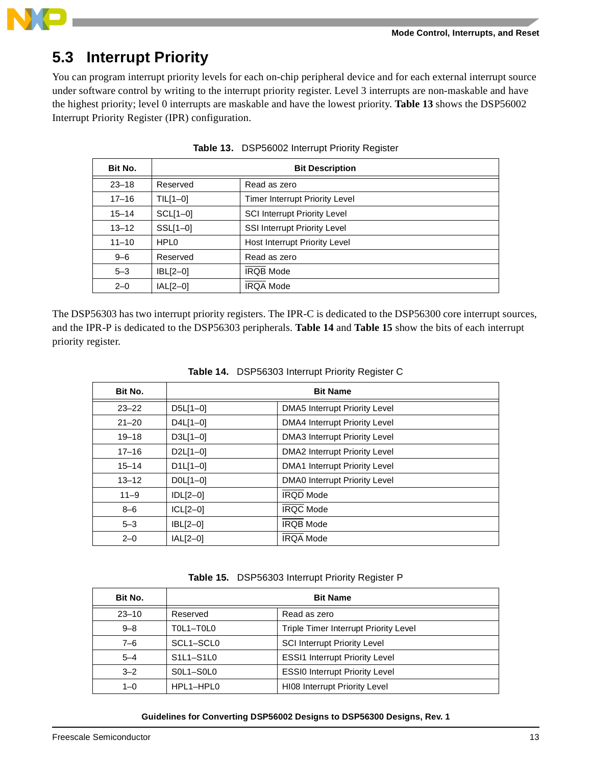## 5.3 Interrupt Priority

You can program interrupt priority levels for each on-chip peripheral device and for each external interrupt source under software control by writing to the interrupt priority register. Level 3 interrupts are non-maskable and have the highest priority; level 0 interrupts are maskable and have the lowest priority. **Table 13** shows the DSP56002 Interrupt Priority Register (IPR) configuration.

**Table 13.** DSP56002 Interrupt Priority Register

| Bit No. | Bit Description | |
|---|---|---|
| 23–18 | Reserved | Read as zero |
| 17–16 | TIL[1–0] | Timer Interrupt Priority Level |
| 15–14 | SCL[1–0] | SCI Interrupt Priority Level |
| 13–12 | SSL[1–0] | SSI Interrupt Priority Level |
| 11–10 | HPL0 | Host Interrupt Priority Level |
| 9–6 | Reserved | Read as zero |
| 5–3 | IBL[2–0] | $\overline{\text{IRQB}}$ Mode |
| 2–0 | IAL[2–0] | $\overline{\text{IRQA}}$ Mode |

The DSP56303 has two interrupt priority registers. The IPR-C is dedicated to the DSP56300 core interrupt sources, and the IPR-P is dedicated to the DSP56303 peripherals. **Table 14** and **Table 15** show the bits of each interrupt priority register.

**Table 14.** DSP56303 Interrupt Priority Register C

| Bit No. | Bit Name | |
|---|---|---|
| 23–22 | D5L[1–0] | DMA5 Interrupt Priority Level |
| 21–20 | D4L[1–0] | DMA4 Interrupt Priority Level |
| 19–18 | D3L[1–0] | DMA3 Interrupt Priority Level |
| 17–16 | D2L[1–0] | DMA2 Interrupt Priority Level |
| 15–14 | D1L[1–0] | DMA1 Interrupt Priority Level |
| 13–12 | D0L[1–0] | DMA0 Interrupt Priority Level |
| 11–9 | IDL[2–0] | $\overline{\text{IRQD}}$ Mode |
| 8–6 | ICL[2–0] | $\overline{\text{IRQC}}$ Mode |
| 5–3 | IBL[2–0] | $\overline{\text{IRQB}}$ Mode |
| 2–0 | IAL[2–0] | $\overline{\text{IRQA}}$ Mode |

**Table 15.** DSP56303 Interrupt Priority Register P

| Bit No. | Bit Name | |
|---|---|---|
| 23–10 | Reserved | Read as zero |
| 9–8 | T0L1–T0L0 | Triple Timer Interrupt Priority Level |
| 7–6 | SCL1–SCL0 | SCI Interrupt Priority Level |
| 5–4 | S1L1–S1L0 | ESSI1 Interrupt Priority Level |
| 3–2 | S0L1–S0L0 | ESSI0 Interrupt Priority Level |
| 1–0 | HPL1–HPL0 | HI08 Interrupt Priority Level |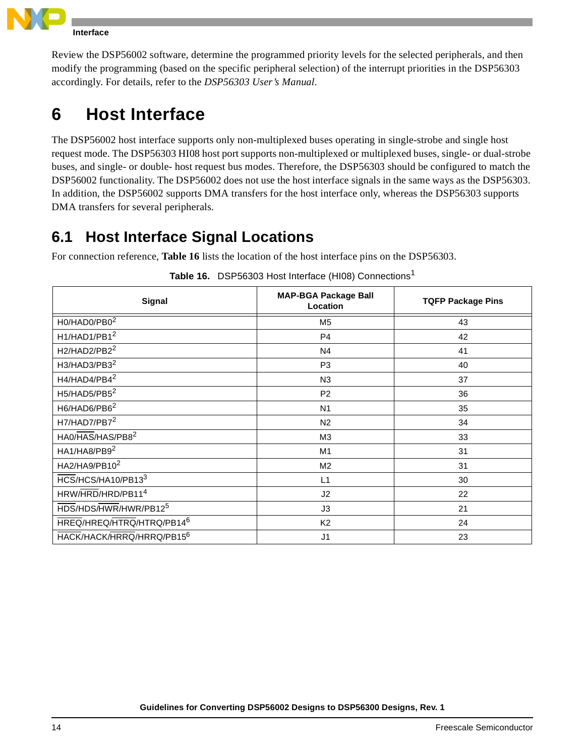Review the DSP56002 software, determine the programmed priority levels for the selected peripherals, and then modify the programming (based on the specific peripheral selection) of the interrupt priorities in the DSP56303 accordingly. For details, refer to the *DSP56303 User's Manual*.

# 6 Host Interface

The DSP56002 host interface supports only non-multiplexed buses operating in single-strobe and single host request mode. The DSP56303 HI08 host port supports non-multiplexed or multiplexed buses, single- or dual-strobe buses, and single- or double- host request bus modes. Therefore, the DSP56303 should be configured to match the DSP56002 functionality. The DSP56002 does not use the host interface signals in the same ways as the DSP56303. In addition, the DSP56002 supports DMA transfers for the host interface only, whereas the DSP56303 supports DMA transfers for several peripherals.

## 6.1 Host Interface Signal Locations

For connection reference, **Table 16** lists the location of the host interface pins on the DSP56303.

**Table 16.** DSP56303 Host Interface (HI08) Connections[1]

| Signal | MAP-BGA Package Ball Location | TQFP Package Pins |
|---|---|---|
| H0/HAD0/PB0[2] | M5 | 43 |
| H1/HAD1/PB1[2] | P4 | 42 |
| H2/HAD2/PB2[2] | N4 | 41 |
| H3/HAD3/PB3[2] | P3 | 40 |
| H4/HAD4/PB4[2] | N3 | 37 |
| H5/HAD5/PB5[2] | P2 | 36 |
| H6/HAD6/PB6[2] | N1 | 35 |
| H7/HAD7/PB7[2] | N2 | 34 |
| HA0/$\overline{\text{HAS}}$/HAS/PB8[2] | M3 | 33 |
| HA1/HA8/PB9[2] | M1 | 31 |
| HA2/HA9/PB10[2] | M2 | 31 |
| $\overline{\text{HCS}}$/HCS/HA10/PB13[3] | L1 | 30 |
| HRW/$\overline{\text{HRD}}$/HRD/PB11[4] | J2 | 22 |
| $\overline{\text{HDS}}$/HDS/$\overline{\text{HWR}}$/HWR/PB12[5] | J3 | 21 |
| $\overline{\text{HREQ}}$/HREQ/$\overline{\text{HTRQ}}$/HTRQ/PB14[6] | K2 | 24 |
| $\overline{\text{HACK}}$/HACK/$\overline{\text{HRRQ}}$/HRRQ/PB15[6] | J1 | 23 |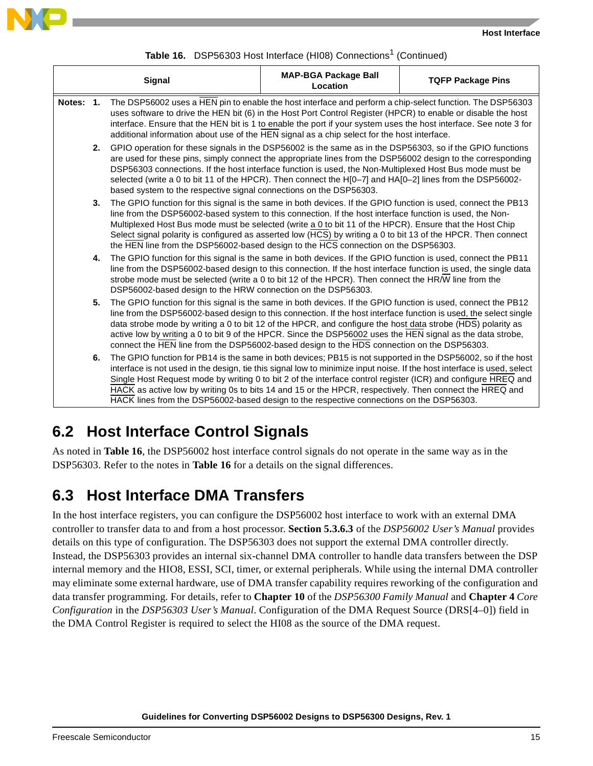**Table 16.** DSP56303 Host Interface (HI08) Connections[1] (Continued)

| Signal | MAP-BGA Package Ball Location | TQFP Package Pins |
|---|---|---|

**Notes:**

1. The DSP56002 uses a HEN pin to enable the host interface and perform a chip-select function. The DSP56303 uses software to drive the HEN bit (6) in the Host Port Control Register (HPCR) to enable or disable the host interface. Ensure that the HEN bit is 1 to enable the port if your system uses the host interface. See note 3 for additional information about use of the HEN signal as a chip select for the host interface.
2. GPIO operation for these signals in the DSP56002 is the same as in the DSP56303, so if the GPIO functions are used for these pins, simply connect the appropriate lines from the DSP56002 design to the corresponding DSP56303 connections. If the host interface function is used, the Non-Multiplexed Host Bus mode must be selected (write a 0 to bit 11 of the HPCR). Then connect the H[0–7] and HA[0–2] lines from the DSP56002-based system to the respective signal connections on the DSP56303.
3. The GPIO function for this signal is the same in both devices. If the GPIO function is used, connect the PB13 line from the DSP56002-based system to this connection. If the host interface function is used, the Non-Multiplexed Host Bus mode must be selected (write a 0 to bit 11 of the HPCR). Ensure that the Host Chip Select signal polarity is configured as asserted low (HCS) by writing a 0 to bit 13 of the HPCR. Then connect the HEN line from the DSP56002-based design to the HCS connection on the DSP56303.
4. The GPIO function for this signal is the same in both devices. If the GPIO function is used, connect the PB11 line from the DSP56002-based design to this connection. If the host interface function is used, the single data strobe mode must be selected (write a 0 to bit 12 of the HPCR). Then connect the HR/W line from the DSP56002-based design to the HRW connection on the DSP56303.
5. The GPIO function for this signal is the same in both devices. If the GPIO function is used, connect the PB12 line from the DSP56002-based design to this connection. If the host interface function is used, the select single data strobe mode by writing a 0 to bit 12 of the HPCR, and configure the host data strobe (HDS) polarity as active low by writing a 0 to bit 9 of the HPCR. Since the DSP56002 uses the HEN signal as the data strobe, connect the HEN line from the DSP56002-based design to the HDS connection on the DSP56303.
6. The GPIO function for PB14 is the same in both devices; PB15 is not supported in the DSP56002, so if the host interface is not used in the design, tie this signal low to minimize input noise. If the host interface is used, select Single Host Request mode by writing 0 to bit 2 of the interface control register (ICR) and configure HREQ and HACK as active low by writing 0s to bits 14 and 15 or the HPCR, respectively. Then connect the HREQ and HACK lines from the DSP56002-based design to the respective connections on the DSP56303.

## 6.2 Host Interface Control Signals

As noted in **Table 16**, the DSP56002 host interface control signals do not operate in the same way as in the DSP56303. Refer to the notes in **Table 16** for a details on the signal differences.

## 6.3 Host Interface DMA Transfers

In the host interface registers, you can configure the DSP56002 host interface to work with an external DMA controller to transfer data to and from a host processor. **Section 5.3.6.3** of the *DSP56002 User's Manual* provides details on this type of configuration. The DSP56303 does not support the external DMA controller directly. Instead, the DSP56303 provides an internal six-channel DMA controller to handle data transfers between the DSP internal memory and the HIO8, ESSI, SCI, timer, or external peripherals. While using the internal DMA controller may eliminate some external hardware, use of DMA transfer capability requires reworking of the configuration and data transfer programming. For details, refer to **Chapter 10** of the *DSP56300 Family Manual* and **Chapter 4** *Core Configuration* in the *DSP56303 User's Manual*. Configuration of the DMA Request Source (DRS[4–0]) field in the DMA Control Register is required to select the HI08 as the source of the DMA request.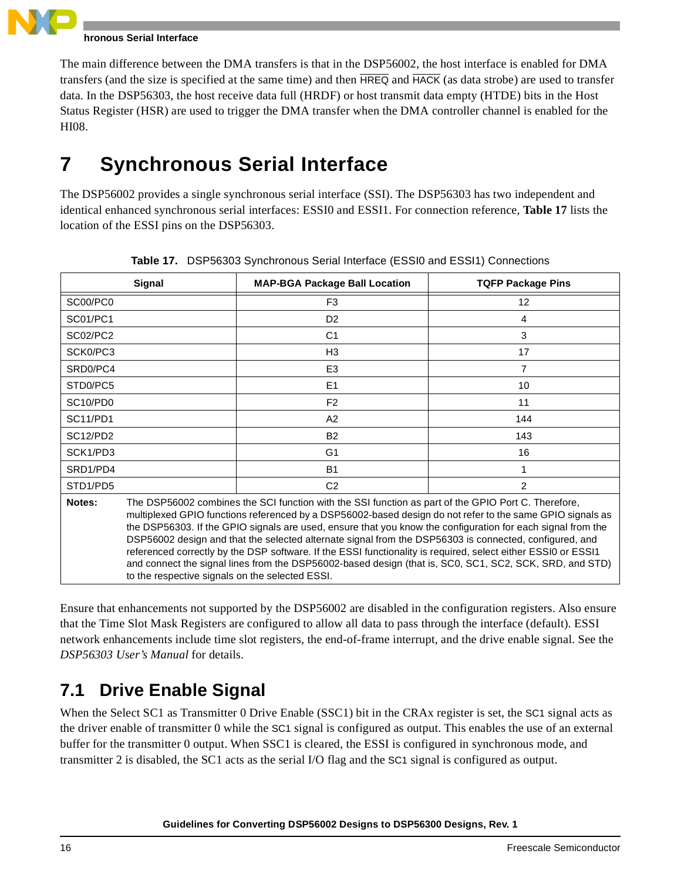The main difference between the DMA transfers is that in the DSP56002, the host interface is enabled for DMA transfers (and the size is specified at the same time) and then HREQ and HACK (as data strobe) are used to transfer data. In the DSP56303, the host receive data full (HRDF) or host transmit data empty (HTDE) bits in the Host Status Register (HSR) are used to trigger the DMA transfer when the DMA controller channel is enabled for the HI08.

# 7 Synchronous Serial Interface

The DSP56002 provides a single synchronous serial interface (SSI). The DSP56303 has two independent and identical enhanced synchronous serial interfaces: ESSI0 and ESSI1. For connection reference, **Table 17** lists the location of the ESSI pins on the DSP56303.

**Table 17.** DSP56303 Synchronous Serial Interface (ESSI0 and ESSI1) Connections

| Signal | MAP-BGA Package Ball Location | TQFP Package Pins |
|---|---|---|
| SC00/PC0 | F3 | 12 |
| SC01/PC1 | D2 | 4 |
| SC02/PC2 | C1 | 3 |
| SCK0/PC3 | H3 | 17 |
| SRD0/PC4 | E3 | 7 |
| STD0/PC5 | E1 | 10 |
| SC10/PD0 | F2 | 11 |
| SC11/PD1 | A2 | 144 |
| SC12/PD2 | B2 | 143 |
| SCK1/PD3 | G1 | 16 |
| SRD1/PD4 | B1 | 1 |
| STD1/PD5 | C2 | 2 |
| **Notes:** The DSP56002 combines the SCI function with the SSI function as part of the GPIO Port C. Therefore, multiplexed GPIO functions referenced by a DSP56002-based design do not refer to the same GPIO signals as the DSP56303. If the GPIO signals are used, ensure that you know the configuration for each signal from the DSP56002 design and that the selected alternate signal from the DSP56303 is connected, configured, and referenced correctly by the DSP software. If the ESSI functionality is required, select either ESSI0 or ESSI1 and connect the signal lines from the DSP56002-based design (that is, SC0, SC1, SC2, SCK, SRD, and STD) to the respective signals on the selected ESSI. | | |

Ensure that enhancements not supported by the DSP56002 are disabled in the configuration registers. Also ensure that the Time Slot Mask Registers are configured to allow all data to pass through the interface (default). ESSI network enhancements include time slot registers, the end-of-frame interrupt, and the drive enable signal. See the *DSP56303 User's Manual* for details.

## 7.1 Drive Enable Signal

When the Select SC1 as Transmitter 0 Drive Enable (SSC1) bit in the CRAx register is set, the SC1 signal acts as the driver enable of transmitter 0 while the SC1 signal is configured as output. This enables the use of an external buffer for the transmitter 0 output. When SSC1 is cleared, the ESSI is configured in synchronous mode, and transmitter 2 is disabled, the SC1 acts as the serial I/O flag and the SC1 signal is configured as output.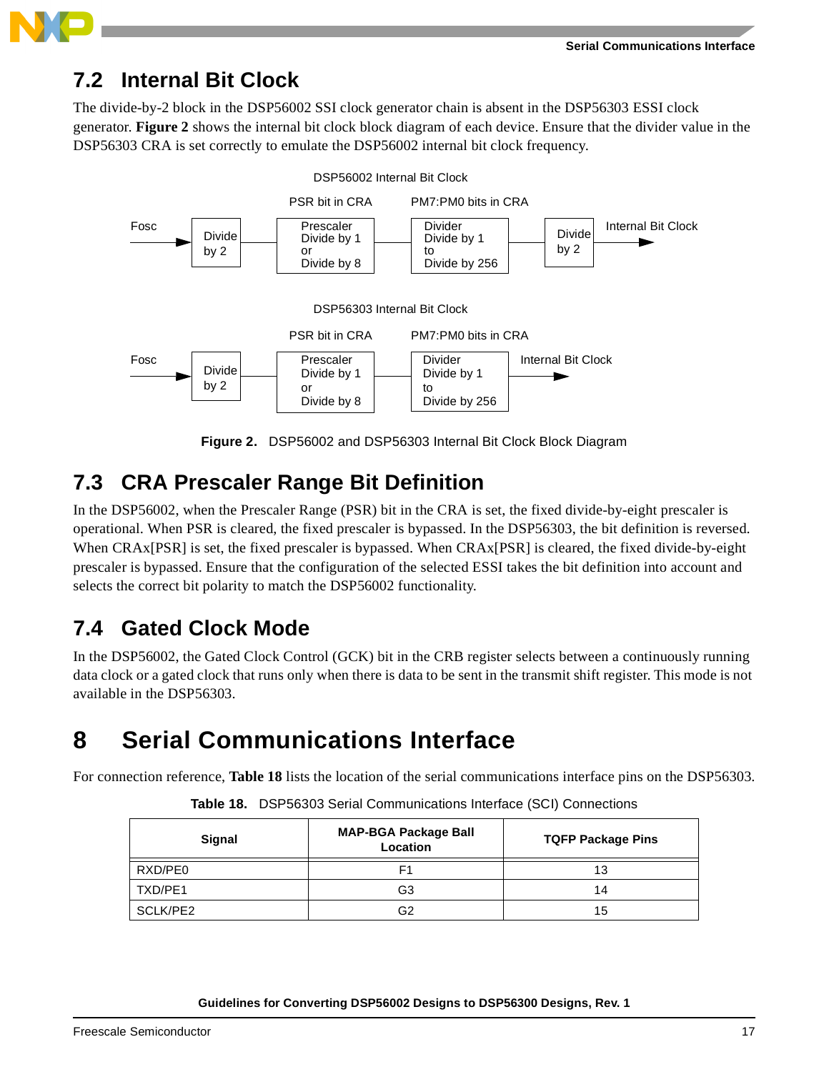## 7.2 Internal Bit Clock

The divide-by-2 block in the DSP56002 SSI clock generator chain is absent in the DSP56303 ESSI clock generator. **Figure 2** shows the internal bit clock block diagram of each device. Ensure that the divider value in the DSP56303 CRA is set correctly to emulate the DSP56002 internal bit clock frequency.

DSP56002 Internal Bit Clock

Fosc → Divide by 2 → Prescaler Divide by 1 or Divide by 8 (PSR bit in CRA) → Divider Divide by 1 to Divide by 256 (PM7:PM0 bits in CRA) → Divide by 2 → Internal Bit Clock

DSP56303 Internal Bit Clock

Fosc → Divide by 2 → Prescaler Divide by 1 or Divide by 8 (PSR bit in CRA) → Divider Divide by 1 to Divide by 256 (PM7:PM0 bits in CRA) → Internal Bit Clock

**Figure 2.** DSP56002 and DSP56303 Internal Bit Clock Block Diagram

## 7.3 CRA Prescaler Range Bit Definition

In the DSP56002, when the Prescaler Range (PSR) bit in the CRA is set, the fixed divide-by-eight prescaler is operational. When PSR is cleared, the fixed prescaler is bypassed. In the DSP56303, the bit definition is reversed. When CRAx[PSR] is set, the fixed prescaler is bypassed. When CRAx[PSR] is cleared, the fixed divide-by-eight prescaler is bypassed. Ensure that the configuration of the selected ESSI takes the bit definition into account and selects the correct bit polarity to match the DSP56002 functionality.

## 7.4 Gated Clock Mode

In the DSP56002, the Gated Clock Control (GCK) bit in the CRB register selects between a continuously running data clock or a gated clock that runs only when there is data to be sent in the transmit shift register. This mode is not available in the DSP56303.

# 8 Serial Communications Interface

For connection reference, **Table 18** lists the location of the serial communications interface pins on the DSP56303.

**Table 18.** DSP56303 Serial Communications Interface (SCI) Connections

| Signal | MAP-BGA Package Ball Location | TQFP Package Pins |
|---|---|---|
| RXD/PE0 | F1 | 13 |
| TXD/PE1 | G3 | 14 |
| SCLK/PE2 | G2 | 15 |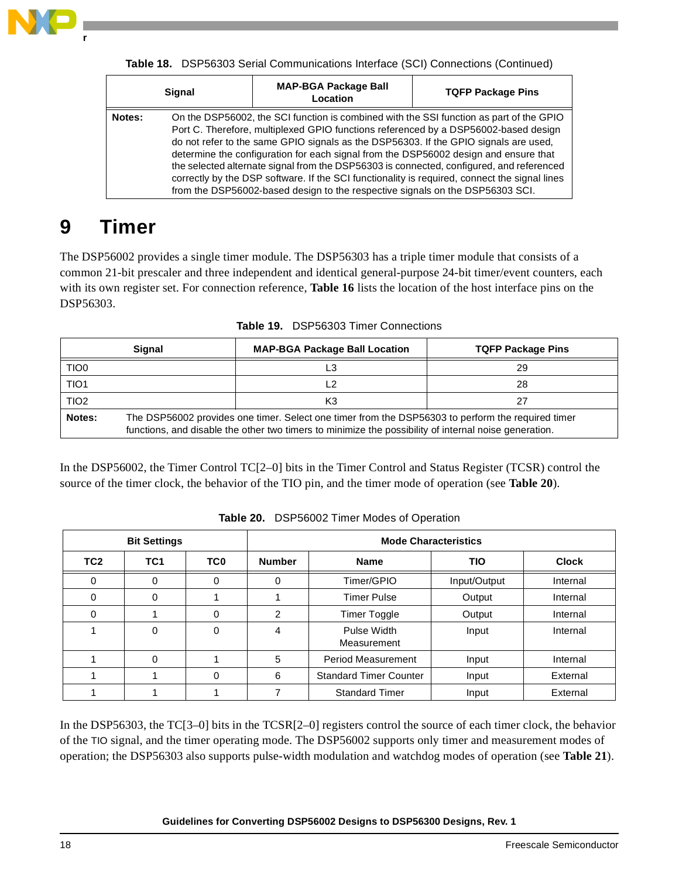Table 18. DSP56303 Serial Communications Interface (SCI) Connections (Continued)

| Signal | MAP-BGA Package Ball Location | TQFP Package Pins |
|---|---|---|
| **Notes:** On the DSP56002, the SCI function is combined with the SSI function as part of the GPIO Port C. Therefore, multiplexed GPIO functions referenced by a DSP56002-based design do not refer to the same GPIO signals as the DSP56303. If the GPIO signals are used, determine the configuration for each signal from the DSP56002 design and ensure that the selected alternate signal from the DSP56303 is connected, configured, and referenced correctly by the DSP software. If the SCI functionality is required, connect the signal lines from the DSP56002-based design to the respective signals on the DSP56303 SCI. | | |

# 9 Timer

The DSP56002 provides a single timer module. The DSP56303 has a triple timer module that consists of a common 21-bit prescaler and three independent and identical general-purpose 24-bit timer/event counters, each with its own register set. For connection reference, **Table 16** lists the location of the host interface pins on the DSP56303.

Table 19. DSP56303 Timer Connections

| Signal | MAP-BGA Package Ball Location | TQFP Package Pins |
|---|---|---|
| TIO0 | L3 | 29 |
| TIO1 | L2 | 28 |
| TIO2 | K3 | 27 |
| **Notes:** The DSP56002 provides one timer. Select one timer from the DSP56303 to perform the required timer functions, and disable the other two timers to minimize the possibility of internal noise generation. | | |

In the DSP56002, the Timer Control TC[2–0] bits in the Timer Control and Status Register (TCSR) control the source of the timer clock, the behavior of the TIO pin, and the timer mode of operation (see **Table 20**).

Table 20. DSP56002 Timer Modes of Operation

| Bit Settings | | | Mode Characteristics | | | |
|---|---|---|---|---|---|---|
| TC2 | TC1 | TC0 | Number | Name | TIO | Clock |
| 0 | 0 | 0 | 0 | Timer/GPIO | Input/Output | Internal |
| 0 | 0 | 1 | 1 | Timer Pulse | Output | Internal |
| 0 | 1 | 0 | 2 | Timer Toggle | Output | Internal |
| 1 | 0 | 0 | 4 | Pulse Width Measurement | Input | Internal |
| 1 | 0 | 1 | 5 | Period Measurement | Input | Internal |
| 1 | 1 | 0 | 6 | Standard Timer Counter | Input | External |
| 1 | 1 | 1 | 7 | Standard Timer | Input | External |

In the DSP56303, the TC[3–0] bits in the TCSR[2–0] registers control the source of each timer clock, the behavior of the TIO signal, and the timer operating mode. The DSP56002 supports only timer and measurement modes of operation; the DSP56303 also supports pulse-width modulation and watchdog modes of operation (see **Table 21**).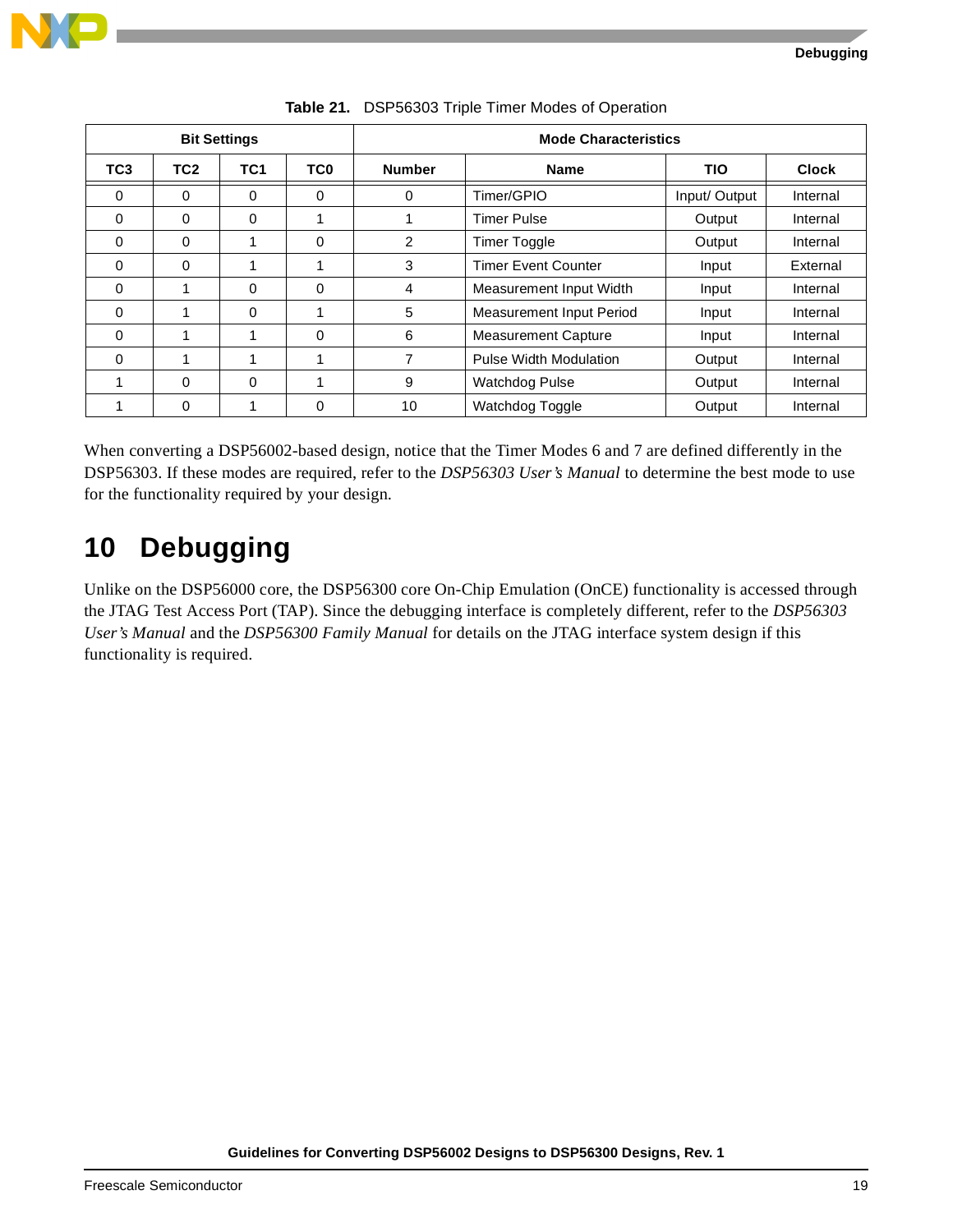**Table 21.** DSP56303 Triple Timer Modes of Operation

| Bit Settings | | | | Mode Characteristics | | | |
|---|---|---|---|---|---|---|---|
| TC3 | TC2 | TC1 | TC0 | Number | Name | TIO | Clock |
| 0 | 0 | 0 | 0 | 0 | Timer/GPIO | Input/ Output | Internal |
| 0 | 0 | 0 | 1 | 1 | Timer Pulse | Output | Internal |
| 0 | 0 | 1 | 0 | 2 | Timer Toggle | Output | Internal |
| 0 | 0 | 1 | 1 | 3 | Timer Event Counter | Input | External |
| 0 | 1 | 0 | 0 | 4 | Measurement Input Width | Input | Internal |
| 0 | 1 | 0 | 1 | 5 | Measurement Input Period | Input | Internal |
| 0 | 1 | 1 | 0 | 6 | Measurement Capture | Input | Internal |
| 0 | 1 | 1 | 1 | 7 | Pulse Width Modulation | Output | Internal |
| 1 | 0 | 0 | 1 | 9 | Watchdog Pulse | Output | Internal |
| 1 | 0 | 1 | 0 | 10 | Watchdog Toggle | Output | Internal |

When converting a DSP56002-based design, notice that the Timer Modes 6 and 7 are defined differently in the DSP56303. If these modes are required, refer to the *DSP56303 User's Manual* to determine the best mode to use for the functionality required by your design.

# 10 Debugging

Unlike on the DSP56000 core, the DSP56300 core On-Chip Emulation (OnCE) functionality is accessed through the JTAG Test Access Port (TAP). Since the debugging interface is completely different, refer to the *DSP56303 User's Manual* and the *DSP56300 Family Manual* for details on the JTAG interface system design if this functionality is required.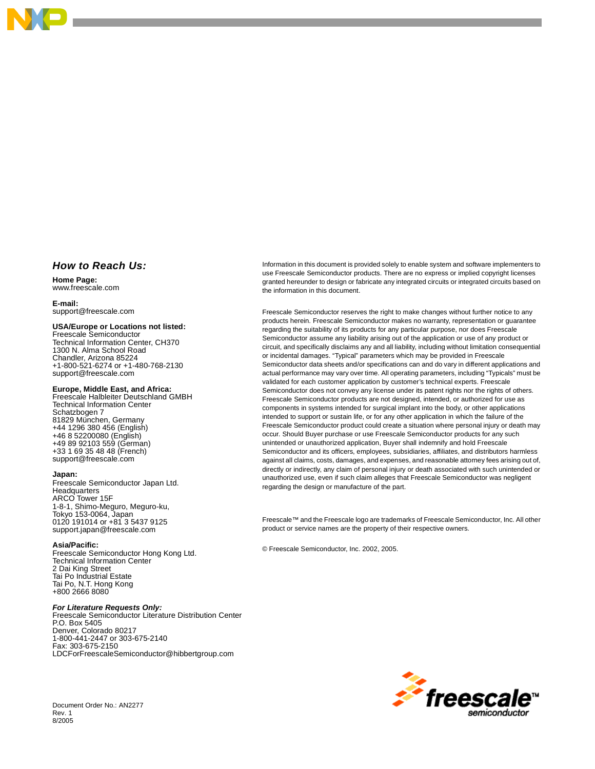## *How to Reach Us:*

**Home Page:**
www.freescale.com

**E-mail:**
support@freescale.com

**USA/Europe or Locations not listed:**
Freescale Semiconductor
Technical Information Center, CH370
1300 N. Alma School Road
Chandler, Arizona 85224
+1-800-521-6274 or +1-480-768-2130
support@freescale.com

**Europe, Middle East, and Africa:**
Freescale Halbleiter Deutschland GMBH
Technical Information Center
Schatzbogen 7
81829 München, Germany
+44 1296 380 456 (English)
+46 8 52200080 (English)
+49 89 92103 559 (German)
+33 1 69 35 48 48 (French)
support@freescale.com

**Japan:**
Freescale Semiconductor Japan Ltd.
Headquarters
ARCO Tower 15F
1-8-1, Shimo-Meguro, Meguro-ku,
Tokyo 153-0064, Japan
0120 191014 or +81 3 5437 9125
support.japan@freescale.com

**Asia/Pacific:**
Freescale Semiconductor Hong Kong Ltd.
Technical Information Center
2 Dai King Street
Tai Po Industrial Estate
Tai Po, N.T. Hong Kong
+800 2666 8080

***For Literature Requests Only:***
Freescale Semiconductor Literature Distribution Center
P.O. Box 5405
Denver, Colorado 80217
1-800-441-2447 or 303-675-2140
Fax: 303-675-2150
LDCForFreescaleSemiconductor@hibbertgroup.com

Information in this document is provided solely to enable system and software implementers to use Freescale Semiconductor products. There are no express or implied copyright licenses granted hereunder to design or fabricate any integrated circuits or integrated circuits based on the information in this document.

Freescale Semiconductor reserves the right to make changes without further notice to any products herein. Freescale Semiconductor makes no warranty, representation or guarantee regarding the suitability of its products for any particular purpose, nor does Freescale Semiconductor assume any liability arising out of the application or use of any product or circuit, and specifically disclaims any and all liability, including without limitation consequential or incidental damages. "Typical" parameters which may be provided in Freescale Semiconductor data sheets and/or specifications can and do vary in different applications and actual performance may vary over time. All operating parameters, including "Typicals" must be validated for each customer application by customer's technical experts. Freescale Semiconductor does not convey any license under its patent rights nor the rights of others. Freescale Semiconductor products are not designed, intended, or authorized for use as components in systems intended for surgical implant into the body, or other applications intended to support or sustain life, or for any other application in which the failure of the Freescale Semiconductor product could create a situation where personal injury or death may occur. Should Buyer purchase or use Freescale Semiconductor products for any such unintended or unauthorized application, Buyer shall indemnify and hold Freescale Semiconductor and its officers, employees, subsidiaries, affiliates, and distributors harmless against all claims, costs, damages, and expenses, and reasonable attorney fees arising out of, directly or indirectly, any claim of personal injury or death associated with such unintended or unauthorized use, even if such claim alleges that Freescale Semiconductor was negligent regarding the design or manufacture of the part.

Freescale™ and the Freescale logo are trademarks of Freescale Semiconductor, Inc. All other product or service names are the property of their respective owners.

© Freescale Semiconductor, Inc. 2002, 2005.

Document Order No.: AN2277
Rev. 1
8/2005